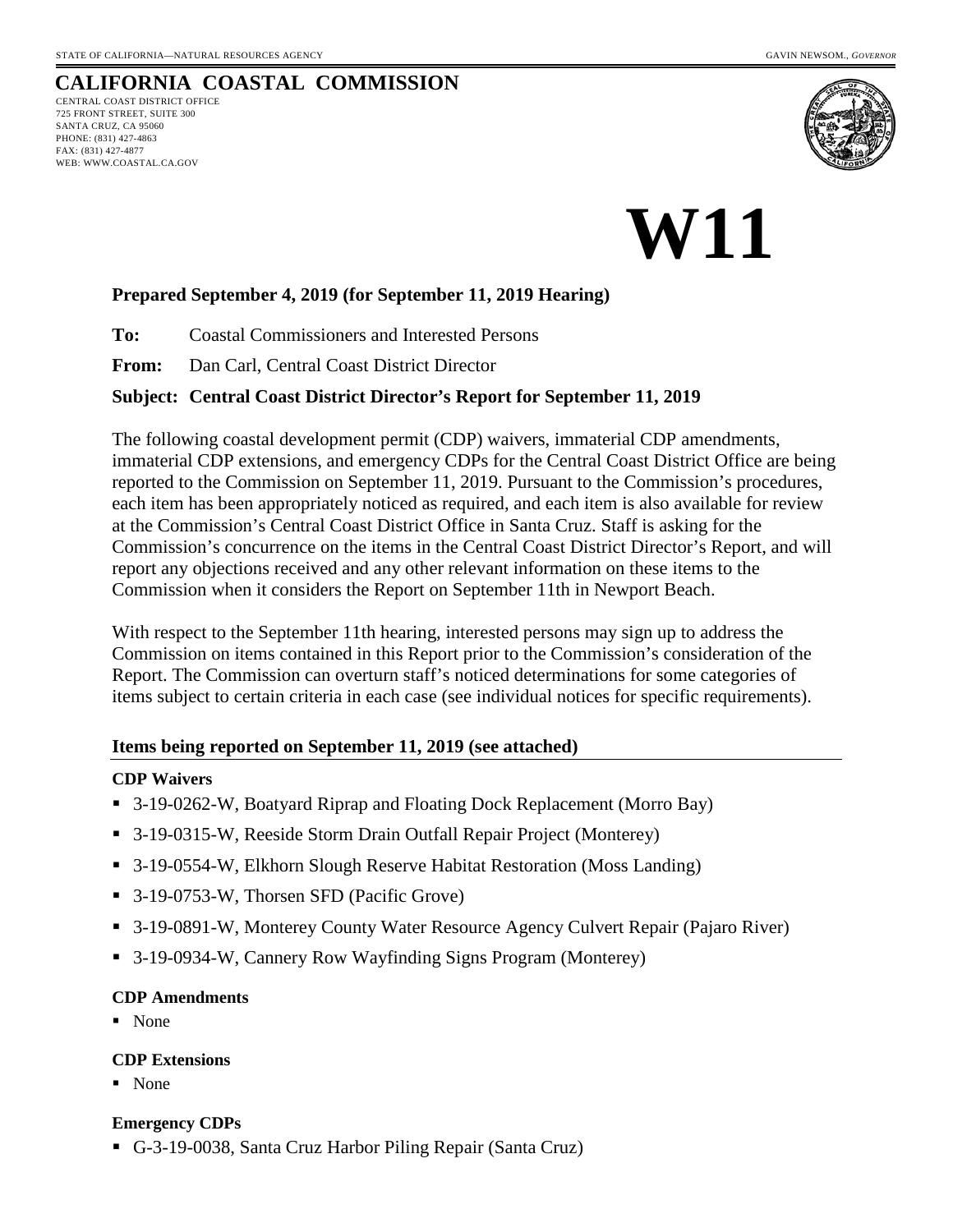STATE OF CALIFORNIA—NATURAL RESOURCES AGENCY GAVIN NEWSOM., *GOVERNOR*

# CALIFORNIA COASTAL COMMISSION

CENTRAL COAST DISTRICT OFFICE
725 FRONT STREET, SUITE 300
SANTA CRUZ, CA 95060
PHONE: (831) 427-4863
FAX: (831) 427-4877
WEB: WWW.COASTAL.CA.GOV

# W11

**Prepared September 4, 2019 (for September 11, 2019 Hearing)**

**To:** Coastal Commissioners and Interested Persons

**From:** Dan Carl, Central Coast District Director

**Subject: Central Coast District Director's Report for September 11, 2019**

The following coastal development permit (CDP) waivers, immaterial CDP amendments, immaterial CDP extensions, and emergency CDPs for the Central Coast District Office are being reported to the Commission on September 11, 2019. Pursuant to the Commission's procedures, each item has been appropriately noticed as required, and each item is also available for review at the Commission's Central Coast District Office in Santa Cruz. Staff is asking for the Commission's concurrence on the items in the Central Coast District Director's Report, and will report any objections received and any other relevant information on these items to the Commission when it considers the Report on September 11th in Newport Beach.

With respect to the September 11th hearing, interested persons may sign up to address the Commission on items contained in this Report prior to the Commission's consideration of the Report. The Commission can overturn staff's noticed determinations for some categories of items subject to certain criteria in each case (see individual notices for specific requirements).

## Items being reported on September 11, 2019 (see attached)

### CDP Waivers

- 3-19-0262-W, Boatyard Riprap and Floating Dock Replacement (Morro Bay)
- 3-19-0315-W, Reeside Storm Drain Outfall Repair Project (Monterey)
- 3-19-0554-W, Elkhorn Slough Reserve Habitat Restoration (Moss Landing)
- 3-19-0753-W, Thorsen SFD (Pacific Grove)
- 3-19-0891-W, Monterey County Water Resource Agency Culvert Repair (Pajaro River)
- 3-19-0934-W, Cannery Row Wayfinding Signs Program (Monterey)

### CDP Amendments

- None

### CDP Extensions

- None

### Emergency CDPs

- G-3-19-0038, Santa Cruz Harbor Piling Repair (Santa Cruz)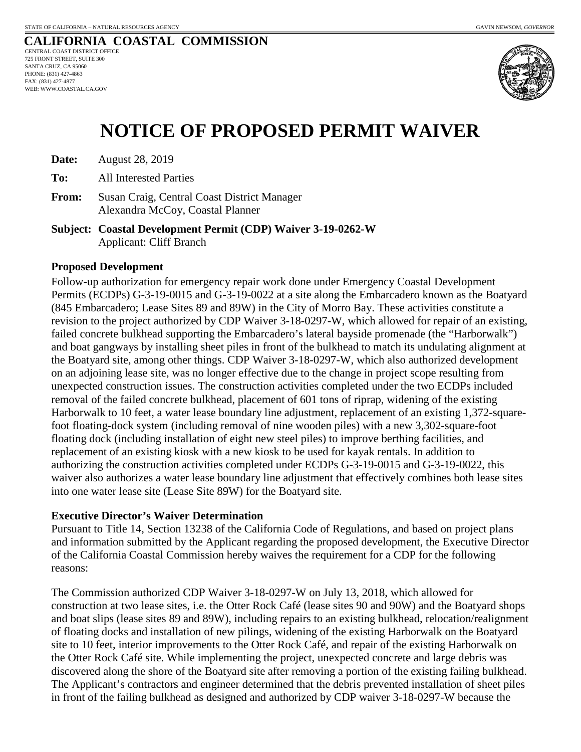STATE OF CALIFORNIA – NATURAL RESOURCES AGENCY | GAVIN NEWSOM, *GOVERNOR*

**CALIFORNIA COASTAL COMMISSION**
CENTRAL COAST DISTRICT OFFICE
725 FRONT STREET, SUITE 300
SANTA CRUZ, CA 95060
PHONE: (831) 427-4863
FAX: (831) 427-4877
WEB: WWW.COASTAL.CA.GOV

# NOTICE OF PROPOSED PERMIT WAIVER

**Date:** August 28, 2019

**To:** All Interested Parties

**From:** Susan Craig, Central Coast District Manager
Alexandra McCoy, Coastal Planner

**Subject: Coastal Development Permit (CDP) Waiver 3-19-0262-W**
Applicant: Cliff Branch

### Proposed Development

Follow-up authorization for emergency repair work done under Emergency Coastal Development Permits (ECDPs) G-3-19-0015 and G-3-19-0022 at a site along the Embarcadero known as the Boatyard (845 Embarcadero; Lease Sites 89 and 89W) in the City of Morro Bay. These activities constitute a revision to the project authorized by CDP Waiver 3-18-0297-W, which allowed for repair of an existing, failed concrete bulkhead supporting the Embarcadero's lateral bayside promenade (the "Harborwalk") and boat gangways by installing sheet piles in front of the bulkhead to match its undulating alignment at the Boatyard site, among other things. CDP Waiver 3-18-0297-W, which also authorized development on an adjoining lease site, was no longer effective due to the change in project scope resulting from unexpected construction issues. The construction activities completed under the two ECDPs included removal of the failed concrete bulkhead, placement of 601 tons of riprap, widening of the existing Harborwalk to 10 feet, a water lease boundary line adjustment, replacement of an existing 1,372-square-foot floating-dock system (including removal of nine wooden piles) with a new 3,302-square-foot floating dock (including installation of eight new steel piles) to improve berthing facilities, and replacement of an existing kiosk with a new kiosk to be used for kayak rentals. In addition to authorizing the construction activities completed under ECDPs G-3-19-0015 and G-3-19-0022, this waiver also authorizes a water lease boundary line adjustment that effectively combines both lease sites into one water lease site (Lease Site 89W) for the Boatyard site.

### Executive Director's Waiver Determination

Pursuant to Title 14, Section 13238 of the California Code of Regulations, and based on project plans and information submitted by the Applicant regarding the proposed development, the Executive Director of the California Coastal Commission hereby waives the requirement for a CDP for the following reasons:

The Commission authorized CDP Waiver 3-18-0297-W on July 13, 2018, which allowed for construction at two lease sites, i.e. the Otter Rock Café (lease sites 90 and 90W) and the Boatyard shops and boat slips (lease sites 89 and 89W), including repairs to an existing bulkhead, relocation/realignment of floating docks and installation of new pilings, widening of the existing Harborwalk on the Boatyard site to 10 feet, interior improvements to the Otter Rock Café, and repair of the existing Harborwalk on the Otter Rock Café site. While implementing the project, unexpected concrete and large debris was discovered along the shore of the Boatyard site after removing a portion of the existing failing bulkhead. The Applicant's contractors and engineer determined that the debris prevented installation of sheet piles in front of the failing bulkhead as designed and authorized by CDP waiver 3-18-0297-W because the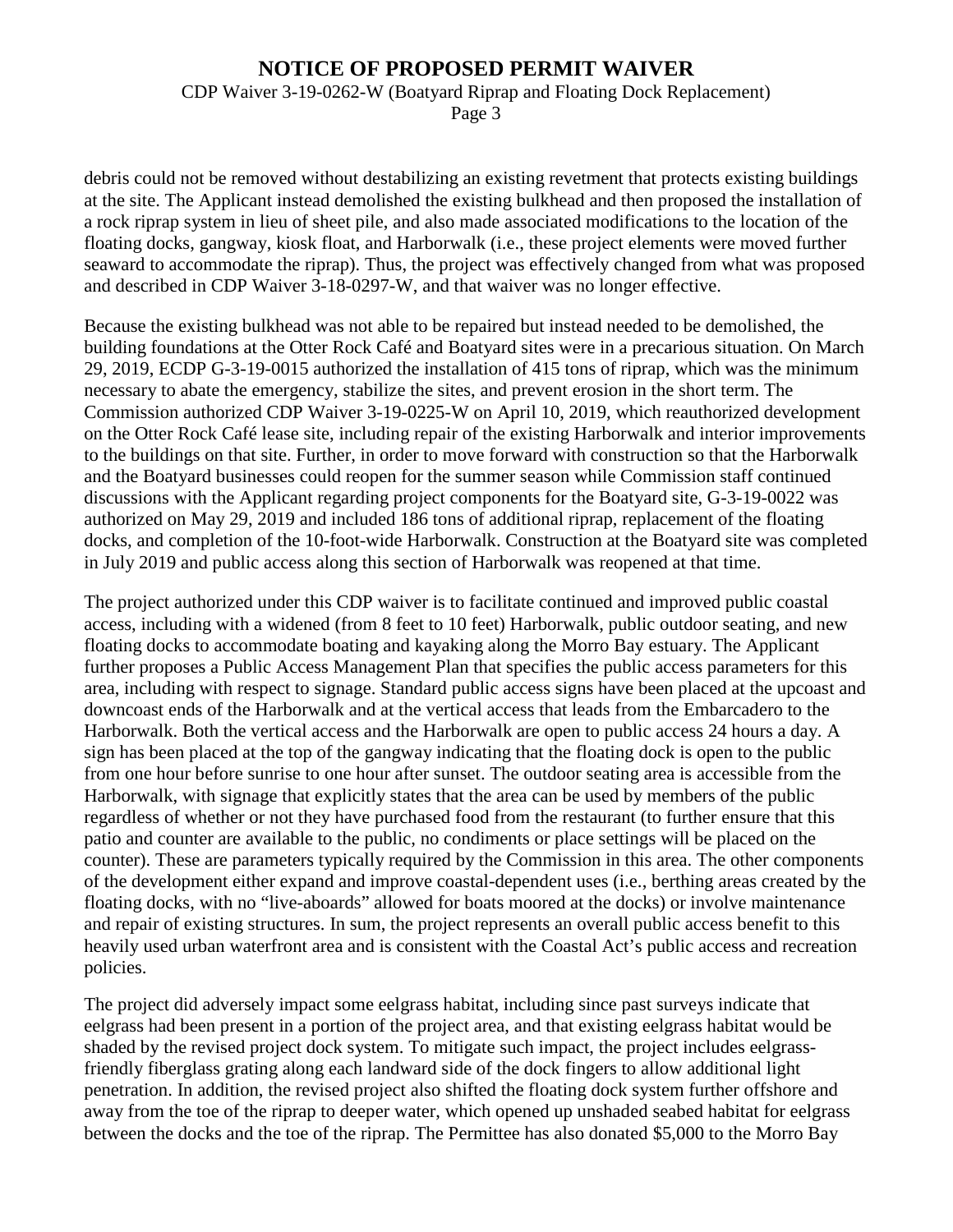debris could not be removed without destabilizing an existing revetment that protects existing buildings at the site. The Applicant instead demolished the existing bulkhead and then proposed the installation of a rock riprap system in lieu of sheet pile, and also made associated modifications to the location of the floating docks, gangway, kiosk float, and Harborwalk (i.e., these project elements were moved further seaward to accommodate the riprap). Thus, the project was effectively changed from what was proposed and described in CDP Waiver 3-18-0297-W, and that waiver was no longer effective.

Because the existing bulkhead was not able to be repaired but instead needed to be demolished, the building foundations at the Otter Rock Café and Boatyard sites were in a precarious situation. On March 29, 2019, ECDP G-3-19-0015 authorized the installation of 415 tons of riprap, which was the minimum necessary to abate the emergency, stabilize the sites, and prevent erosion in the short term. The Commission authorized CDP Waiver 3-19-0225-W on April 10, 2019, which reauthorized development on the Otter Rock Café lease site, including repair of the existing Harborwalk and interior improvements to the buildings on that site. Further, in order to move forward with construction so that the Harborwalk and the Boatyard businesses could reopen for the summer season while Commission staff continued discussions with the Applicant regarding project components for the Boatyard site, G-3-19-0022 was authorized on May 29, 2019 and included 186 tons of additional riprap, replacement of the floating docks, and completion of the 10-foot-wide Harborwalk. Construction at the Boatyard site was completed in July 2019 and public access along this section of Harborwalk was reopened at that time.

The project authorized under this CDP waiver is to facilitate continued and improved public coastal access, including with a widened (from 8 feet to 10 feet) Harborwalk, public outdoor seating, and new floating docks to accommodate boating and kayaking along the Morro Bay estuary. The Applicant further proposes a Public Access Management Plan that specifies the public access parameters for this area, including with respect to signage. Standard public access signs have been placed at the upcoast and downcoast ends of the Harborwalk and at the vertical access that leads from the Embarcadero to the Harborwalk. Both the vertical access and the Harborwalk are open to public access 24 hours a day. A sign has been placed at the top of the gangway indicating that the floating dock is open to the public from one hour before sunrise to one hour after sunset. The outdoor seating area is accessible from the Harborwalk, with signage that explicitly states that the area can be used by members of the public regardless of whether or not they have purchased food from the restaurant (to further ensure that this patio and counter are available to the public, no condiments or place settings will be placed on the counter). These are parameters typically required by the Commission in this area. The other components of the development either expand and improve coastal-dependent uses (i.e., berthing areas created by the floating docks, with no "live-aboards" allowed for boats moored at the docks) or involve maintenance and repair of existing structures. In sum, the project represents an overall public access benefit to this heavily used urban waterfront area and is consistent with the Coastal Act's public access and recreation policies.

The project did adversely impact some eelgrass habitat, including since past surveys indicate that eelgrass had been present in a portion of the project area, and that existing eelgrass habitat would be shaded by the revised project dock system. To mitigate such impact, the project includes eelgrass-friendly fiberglass grating along each landward side of the dock fingers to allow additional light penetration. In addition, the revised project also shifted the floating dock system further offshore and away from the toe of the riprap to deeper water, which opened up unshaded seabed habitat for eelgrass between the docks and the toe of the riprap. The Permittee has also donated $5,000 to the Morro Bay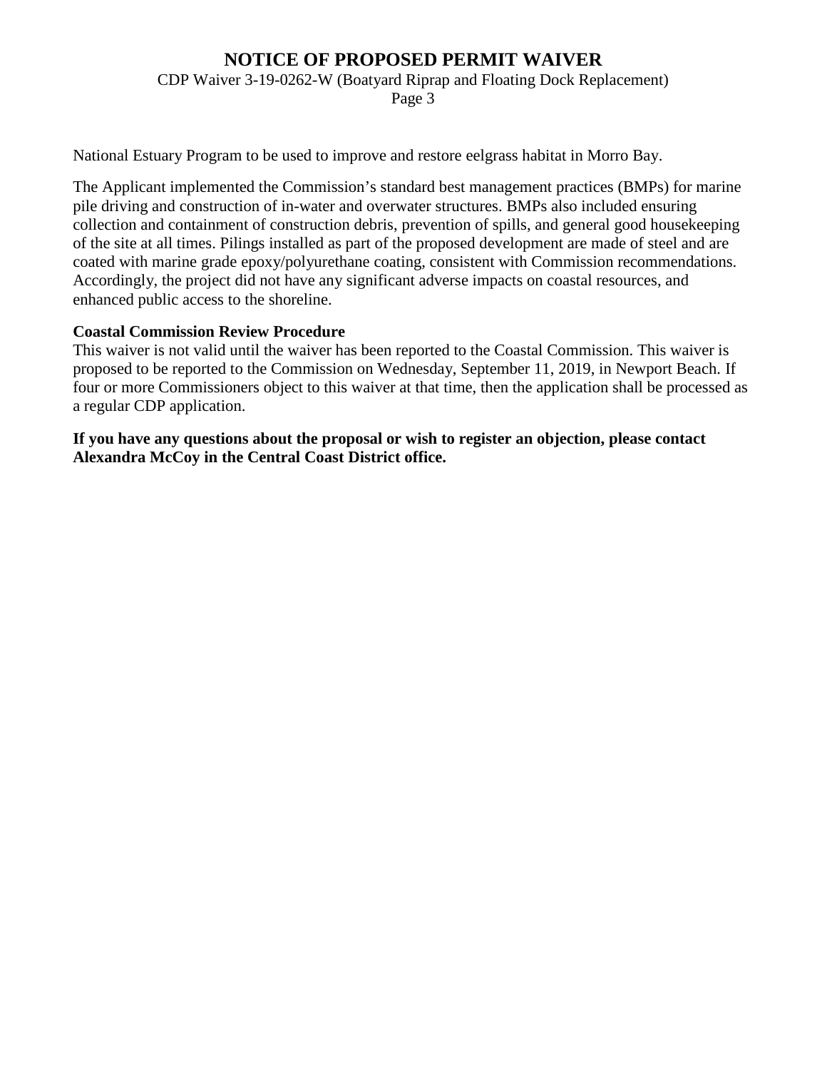National Estuary Program to be used to improve and restore eelgrass habitat in Morro Bay.

The Applicant implemented the Commission's standard best management practices (BMPs) for marine pile driving and construction of in-water and overwater structures. BMPs also included ensuring collection and containment of construction debris, prevention of spills, and general good housekeeping of the site at all times. Pilings installed as part of the proposed development are made of steel and are coated with marine grade epoxy/polyurethane coating, consistent with Commission recommendations. Accordingly, the project did not have any significant adverse impacts on coastal resources, and enhanced public access to the shoreline.

**Coastal Commission Review Procedure**

This waiver is not valid until the waiver has been reported to the Coastal Commission. This waiver is proposed to be reported to the Commission on Wednesday, September 11, 2019, in Newport Beach. If four or more Commissioners object to this waiver at that time, then the application shall be processed as a regular CDP application.

**If you have any questions about the proposal or wish to register an objection, please contact Alexandra McCoy in the Central Coast District office.**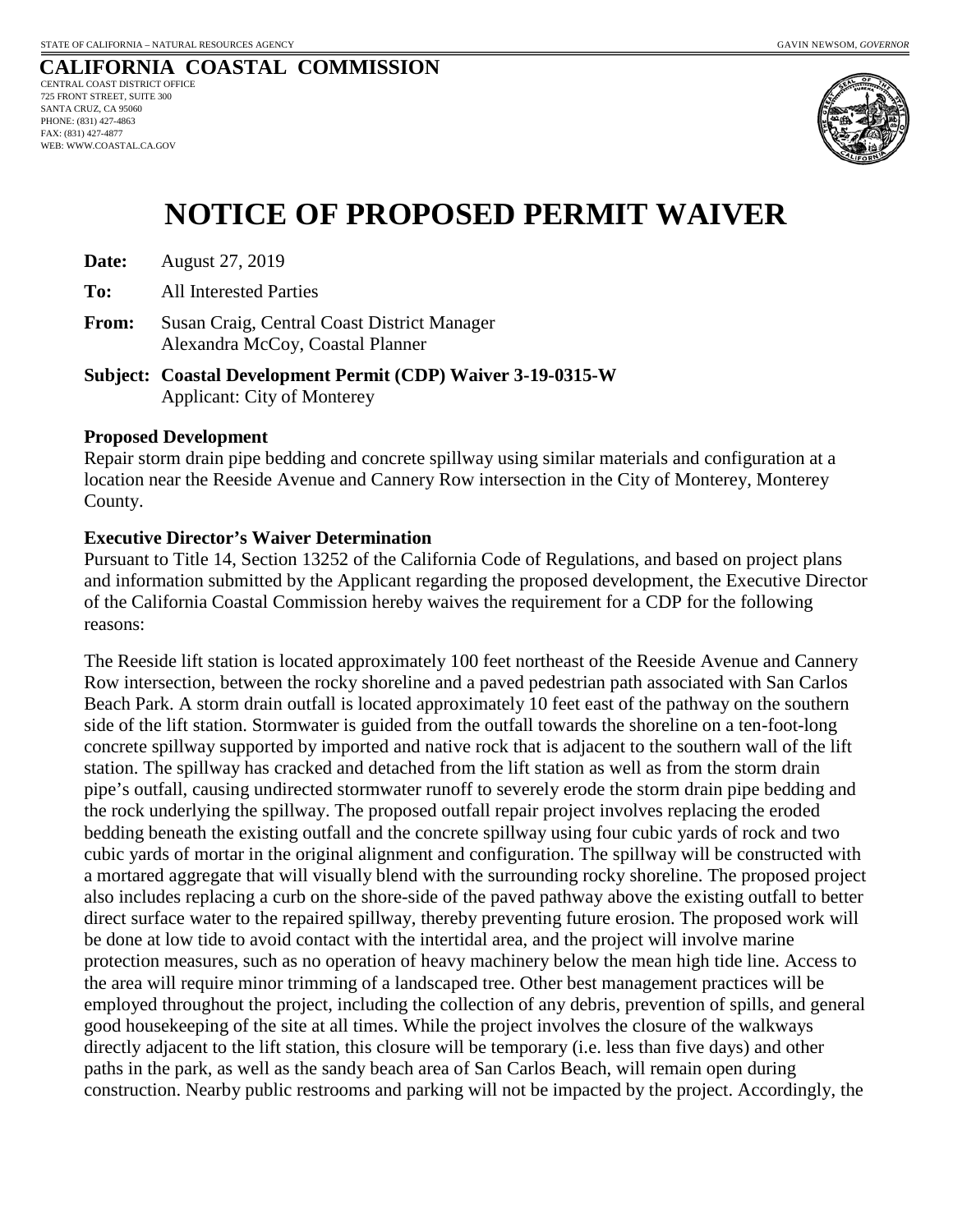STATE OF CALIFORNIA – NATURAL RESOURCES AGENCY

GAVIN NEWSOM, *GOVERNOR*

**CALIFORNIA COASTAL COMMISSION**
CENTRAL COAST DISTRICT OFFICE
725 FRONT STREET, SUITE 300
SANTA CRUZ, CA 95060
PHONE: (831) 427-4863
FAX: (831) 427-4877
WEB: WWW.COASTAL.CA.GOV

# NOTICE OF PROPOSED PERMIT WAIVER

**Date:** August 27, 2019

**To:** All Interested Parties

**From:** Susan Craig, Central Coast District Manager
Alexandra McCoy, Coastal Planner

**Subject: Coastal Development Permit (CDP) Waiver 3-19-0315-W**
Applicant: City of Monterey

**Proposed Development**

Repair storm drain pipe bedding and concrete spillway using similar materials and configuration at a location near the Reeside Avenue and Cannery Row intersection in the City of Monterey, Monterey County.

**Executive Director's Waiver Determination**

Pursuant to Title 14, Section 13252 of the California Code of Regulations, and based on project plans and information submitted by the Applicant regarding the proposed development, the Executive Director of the California Coastal Commission hereby waives the requirement for a CDP for the following reasons:

The Reeside lift station is located approximately 100 feet northeast of the Reeside Avenue and Cannery Row intersection, between the rocky shoreline and a paved pedestrian path associated with San Carlos Beach Park. A storm drain outfall is located approximately 10 feet east of the pathway on the southern side of the lift station. Stormwater is guided from the outfall towards the shoreline on a ten-foot-long concrete spillway supported by imported and native rock that is adjacent to the southern wall of the lift station. The spillway has cracked and detached from the lift station as well as from the storm drain pipe's outfall, causing undirected stormwater runoff to severely erode the storm drain pipe bedding and the rock underlying the spillway. The proposed outfall repair project involves replacing the eroded bedding beneath the existing outfall and the concrete spillway using four cubic yards of rock and two cubic yards of mortar in the original alignment and configuration. The spillway will be constructed with a mortared aggregate that will visually blend with the surrounding rocky shoreline. The proposed project also includes replacing a curb on the shore-side of the paved pathway above the existing outfall to better direct surface water to the repaired spillway, thereby preventing future erosion. The proposed work will be done at low tide to avoid contact with the intertidal area, and the project will involve marine protection measures, such as no operation of heavy machinery below the mean high tide line. Access to the area will require minor trimming of a landscaped tree. Other best management practices will be employed throughout the project, including the collection of any debris, prevention of spills, and general good housekeeping of the site at all times. While the project involves the closure of the walkways directly adjacent to the lift station, this closure will be temporary (i.e. less than five days) and other paths in the park, as well as the sandy beach area of San Carlos Beach, will remain open during construction. Nearby public restrooms and parking will not be impacted by the project. Accordingly, the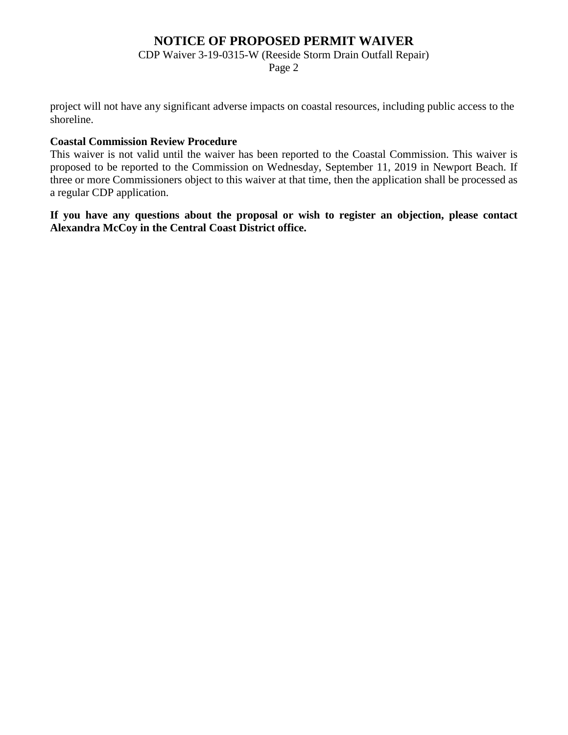project will not have any significant adverse impacts on coastal resources, including public access to the shoreline.

**Coastal Commission Review Procedure**

This waiver is not valid until the waiver has been reported to the Coastal Commission. This waiver is proposed to be reported to the Commission on Wednesday, September 11, 2019 in Newport Beach. If three or more Commissioners object to this waiver at that time, then the application shall be processed as a regular CDP application.

**If you have any questions about the proposal or wish to register an objection, please contact Alexandra McCoy in the Central Coast District office.**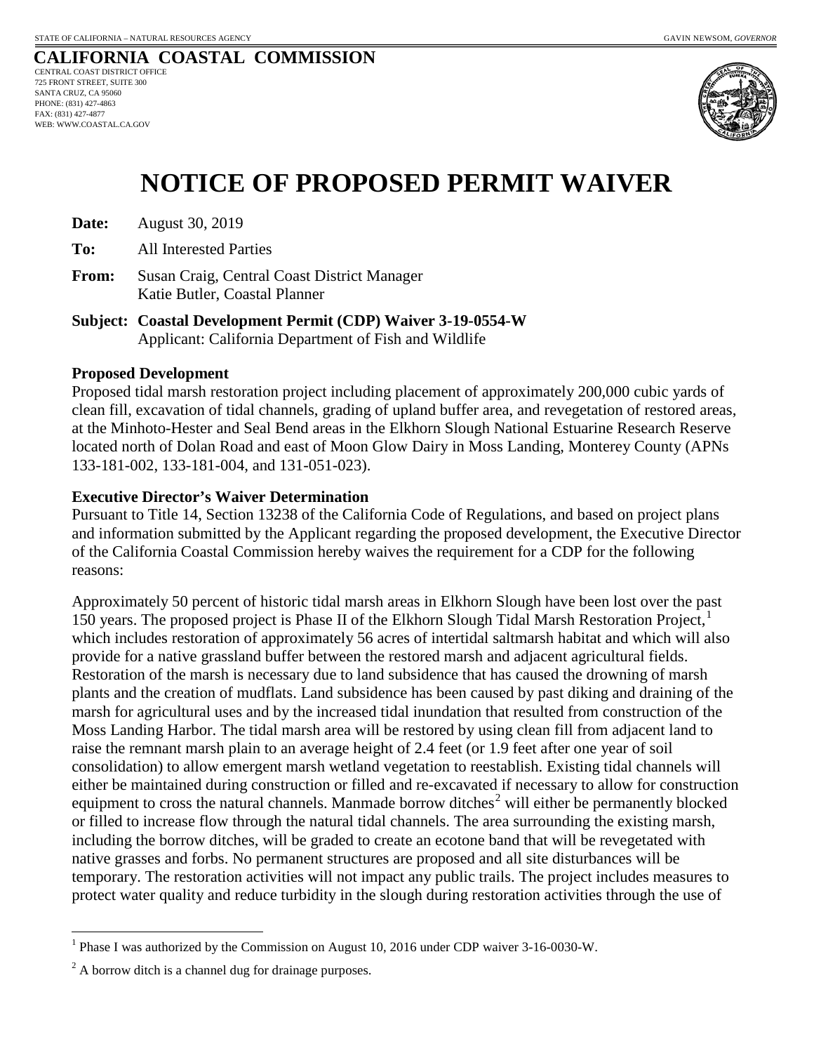STATE OF CALIFORNIA – NATURAL RESOURCES AGENCY GAVIN NEWSOM, *GOVERNOR*

**CALIFORNIA COASTAL COMMISSION**
CENTRAL COAST DISTRICT OFFICE
725 FRONT STREET, SUITE 300
SANTA CRUZ, CA 95060
PHONE: (831) 427-4863
FAX: (831) 427-4877
WEB: WWW.COASTAL.CA.GOV

# NOTICE OF PROPOSED PERMIT WAIVER

**Date:** August 30, 2019

**To:** All Interested Parties

**From:** Susan Craig, Central Coast District Manager
Katie Butler, Coastal Planner

**Subject: Coastal Development Permit (CDP) Waiver 3-19-0554-W**
Applicant: California Department of Fish and Wildlife

**Proposed Development**
Proposed tidal marsh restoration project including placement of approximately 200,000 cubic yards of clean fill, excavation of tidal channels, grading of upland buffer area, and revegetation of restored areas, at the Minhoto-Hester and Seal Bend areas in the Elkhorn Slough National Estuarine Research Reserve located north of Dolan Road and east of Moon Glow Dairy in Moss Landing, Monterey County (APNs 133-181-002, 133-181-004, and 131-051-023).

**Executive Director's Waiver Determination**
Pursuant to Title 14, Section 13238 of the California Code of Regulations, and based on project plans and information submitted by the Applicant regarding the proposed development, the Executive Director of the California Coastal Commission hereby waives the requirement for a CDP for the following reasons:

Approximately 50 percent of historic tidal marsh areas in Elkhorn Slough have been lost over the past 150 years. The proposed project is Phase II of the Elkhorn Slough Tidal Marsh Restoration Project,[1] which includes restoration of approximately 56 acres of intertidal saltmarsh habitat and which will also provide for a native grassland buffer between the restored marsh and adjacent agricultural fields. Restoration of the marsh is necessary due to land subsidence that has caused the drowning of marsh plants and the creation of mudflats. Land subsidence has been caused by past diking and draining of the marsh for agricultural uses and by the increased tidal inundation that resulted from construction of the Moss Landing Harbor. The tidal marsh area will be restored by using clean fill from adjacent land to raise the remnant marsh plain to an average height of 2.4 feet (or 1.9 feet after one year of soil consolidation) to allow emergent marsh wetland vegetation to reestablish. Existing tidal channels will either be maintained during construction or filled and re-excavated if necessary to allow for construction equipment to cross the natural channels. Manmade borrow ditches[2] will either be permanently blocked or filled to increase flow through the natural tidal channels. The area surrounding the existing marsh, including the borrow ditches, will be graded to create an ecotone band that will be revegetated with native grasses and forbs. No permanent structures are proposed and all site disturbances will be temporary. The restoration activities will not impact any public trails. The project includes measures to protect water quality and reduce turbidity in the slough during restoration activities through the use of

[1] Phase I was authorized by the Commission on August 10, 2016 under CDP waiver 3-16-0030-W.

[2] A borrow ditch is a channel dug for drainage purposes.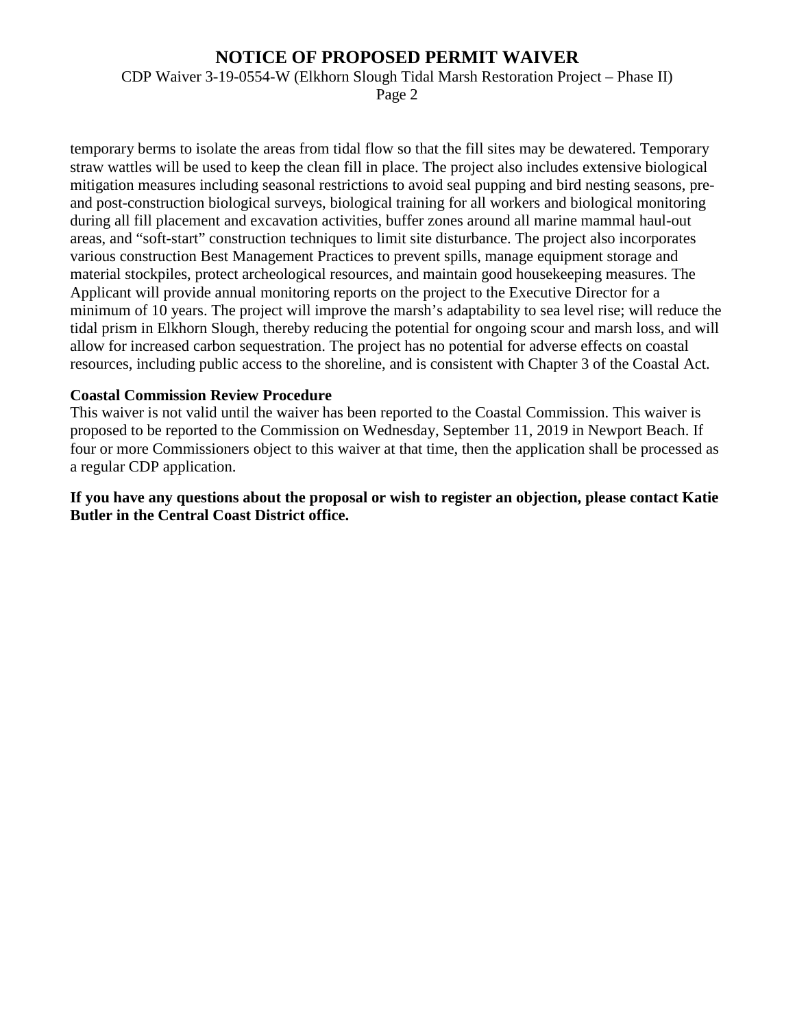temporary berms to isolate the areas from tidal flow so that the fill sites may be dewatered. Temporary straw wattles will be used to keep the clean fill in place. The project also includes extensive biological mitigation measures including seasonal restrictions to avoid seal pupping and bird nesting seasons, pre- and post-construction biological surveys, biological training for all workers and biological monitoring during all fill placement and excavation activities, buffer zones around all marine mammal haul-out areas, and "soft-start" construction techniques to limit site disturbance. The project also incorporates various construction Best Management Practices to prevent spills, manage equipment storage and material stockpiles, protect archeological resources, and maintain good housekeeping measures. The Applicant will provide annual monitoring reports on the project to the Executive Director for a minimum of 10 years. The project will improve the marsh's adaptability to sea level rise; will reduce the tidal prism in Elkhorn Slough, thereby reducing the potential for ongoing scour and marsh loss, and will allow for increased carbon sequestration. The project has no potential for adverse effects on coastal resources, including public access to the shoreline, and is consistent with Chapter 3 of the Coastal Act.

**Coastal Commission Review Procedure**

This waiver is not valid until the waiver has been reported to the Coastal Commission. This waiver is proposed to be reported to the Commission on Wednesday, September 11, 2019 in Newport Beach. If four or more Commissioners object to this waiver at that time, then the application shall be processed as a regular CDP application.

**If you have any questions about the proposal or wish to register an objection, please contact Katie Butler in the Central Coast District office.**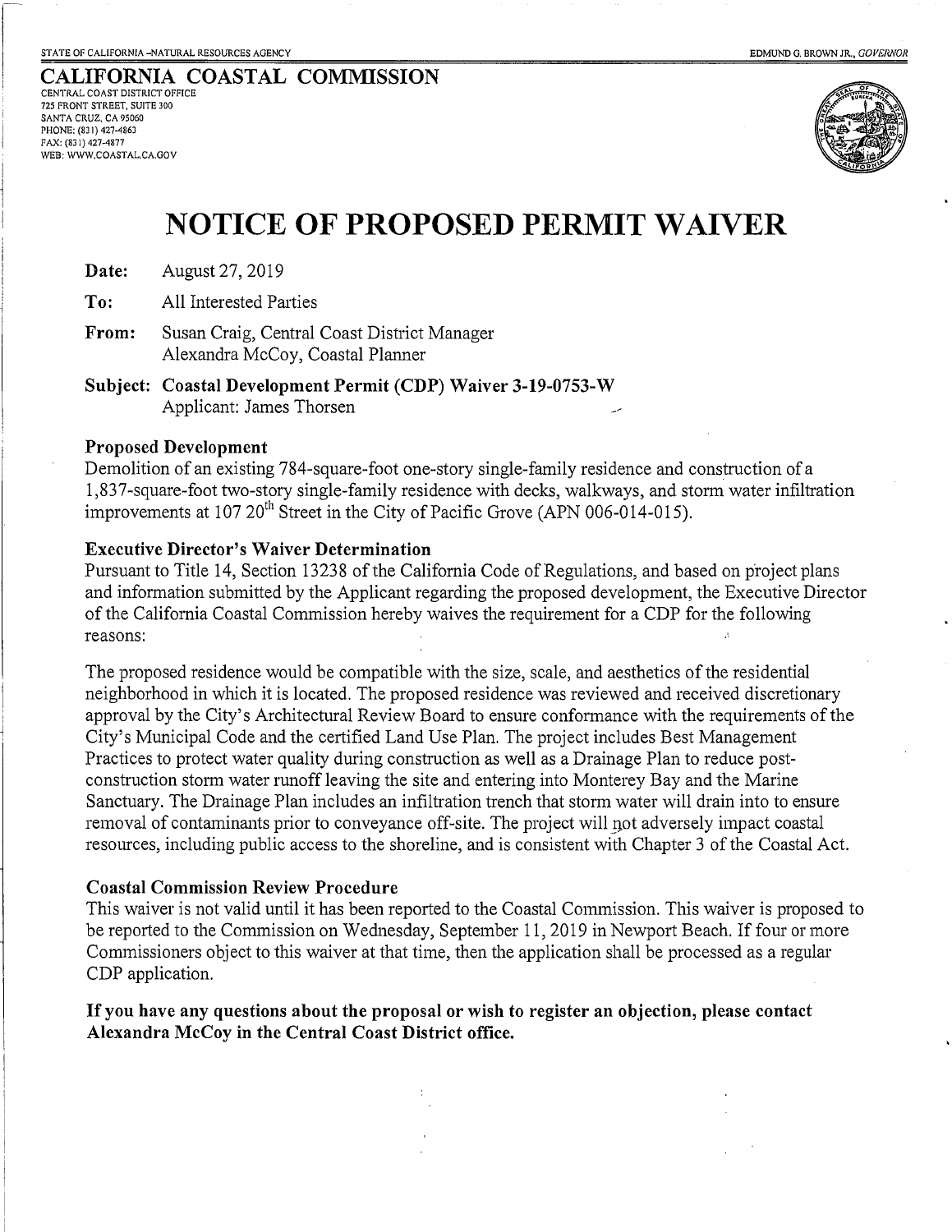STATE OF CALIFORNIA –NATURAL RESOURCES AGENCY EDMUND G. BROWN JR., *GOVERNOR*

**CALIFORNIA COASTAL COMMISSION**
CENTRAL COAST DISTRICT OFFICE
725 FRONT STREET, SUITE 300
SANTA CRUZ, CA 95060
PHONE: (831) 427-4863
FAX: (831) 427-4877
WEB: WWW.COASTAL.CA.GOV

# NOTICE OF PROPOSED PERMIT WAIVER

**Date:** August 27, 2019

**To:** All Interested Parties

**From:** Susan Craig, Central Coast District Manager
Alexandra McCoy, Coastal Planner

**Subject: Coastal Development Permit (CDP) Waiver 3-19-0753-W**
Applicant: James Thorsen

**Proposed Development**

Demolition of an existing 784-square-foot one-story single-family residence and construction of a 1,837-square-foot two-story single-family residence with decks, walkways, and storm water infiltration improvements at 107 20th Street in the City of Pacific Grove (APN 006-014-015).

**Executive Director's Waiver Determination**

Pursuant to Title 14, Section 13238 of the California Code of Regulations, and based on project plans and information submitted by the Applicant regarding the proposed development, the Executive Director of the California Coastal Commission hereby waives the requirement for a CDP for the following reasons:

The proposed residence would be compatible with the size, scale, and aesthetics of the residential neighborhood in which it is located. The proposed residence was reviewed and received discretionary approval by the City's Architectural Review Board to ensure conformance with the requirements of the City's Municipal Code and the certified Land Use Plan. The project includes Best Management Practices to protect water quality during construction as well as a Drainage Plan to reduce post-construction storm water runoff leaving the site and entering into Monterey Bay and the Marine Sanctuary. The Drainage Plan includes an infiltration trench that storm water will drain into to ensure removal of contaminants prior to conveyance off-site. The project will not adversely impact coastal resources, including public access to the shoreline, and is consistent with Chapter 3 of the Coastal Act.

**Coastal Commission Review Procedure**

This waiver is not valid until it has been reported to the Coastal Commission. This waiver is proposed to be reported to the Commission on Wednesday, September 11, 2019 in Newport Beach. If four or more Commissioners object to this waiver at that time, then the application shall be processed as a regular CDP application.

**If you have any questions about the proposal or wish to register an objection, please contact Alexandra McCoy in the Central Coast District office.**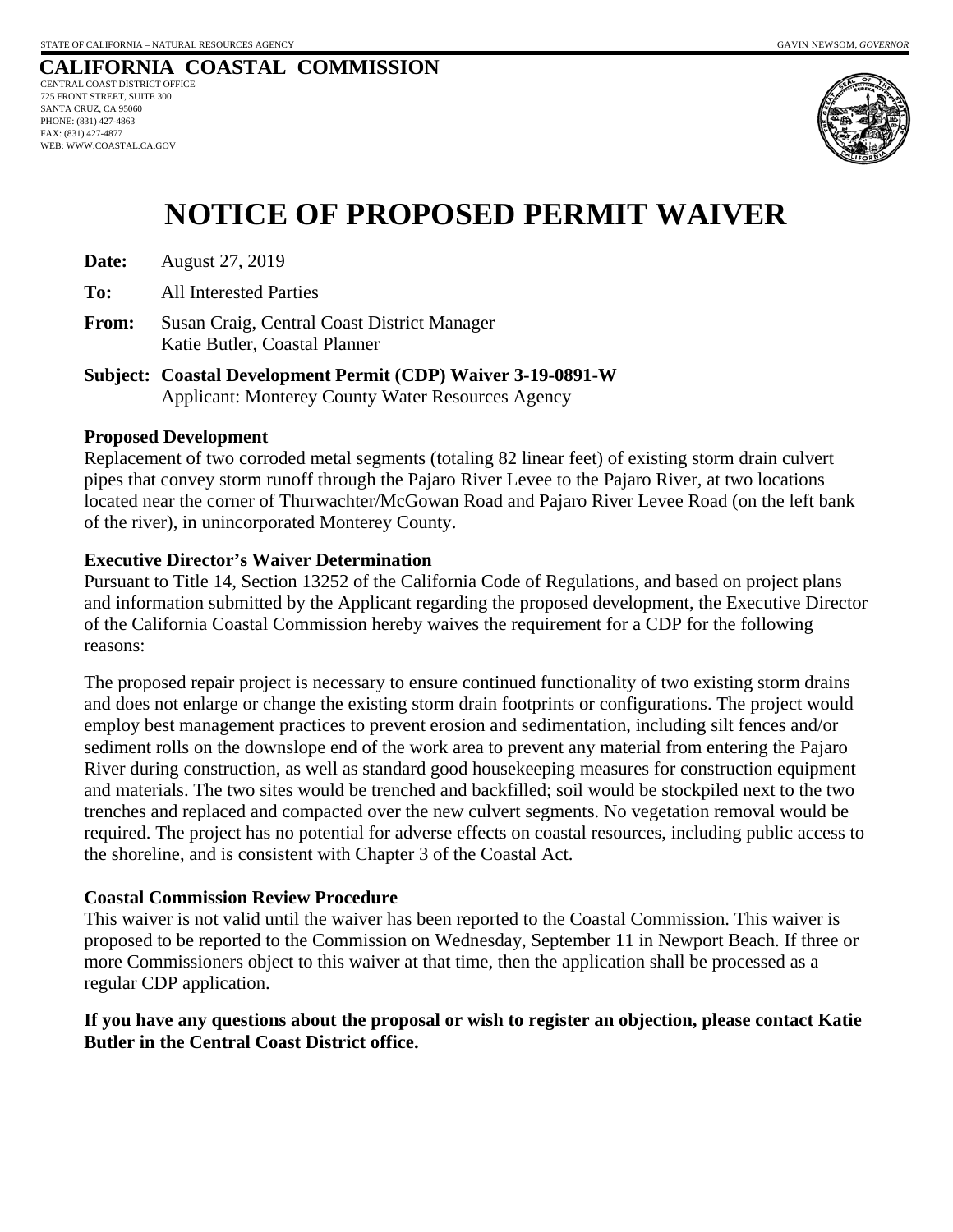STATE OF CALIFORNIA – NATURAL RESOURCES AGENCY GAVIN NEWSOM, *GOVERNOR*

**CALIFORNIA COASTAL COMMISSION**
CENTRAL COAST DISTRICT OFFICE
725 FRONT STREET, SUITE 300
SANTA CRUZ, CA 95060
PHONE: (831) 427-4863
FAX: (831) 427-4877
WEB: WWW.COASTAL.CA.GOV

# NOTICE OF PROPOSED PERMIT WAIVER

**Date:** August 27, 2019

**To:** All Interested Parties

**From:** Susan Craig, Central Coast District Manager
Katie Butler, Coastal Planner

**Subject: Coastal Development Permit (CDP) Waiver 3-19-0891-W**
Applicant: Monterey County Water Resources Agency

**Proposed Development**

Replacement of two corroded metal segments (totaling 82 linear feet) of existing storm drain culvert pipes that convey storm runoff through the Pajaro River Levee to the Pajaro River, at two locations located near the corner of Thurwachter/McGowan Road and Pajaro River Levee Road (on the left bank of the river), in unincorporated Monterey County.

**Executive Director's Waiver Determination**

Pursuant to Title 14, Section 13252 of the California Code of Regulations, and based on project plans and information submitted by the Applicant regarding the proposed development, the Executive Director of the California Coastal Commission hereby waives the requirement for a CDP for the following reasons:

The proposed repair project is necessary to ensure continued functionality of two existing storm drains and does not enlarge or change the existing storm drain footprints or configurations. The project would employ best management practices to prevent erosion and sedimentation, including silt fences and/or sediment rolls on the downslope end of the work area to prevent any material from entering the Pajaro River during construction, as well as standard good housekeeping measures for construction equipment and materials. The two sites would be trenched and backfilled; soil would be stockpiled next to the two trenches and replaced and compacted over the new culvert segments. No vegetation removal would be required. The project has no potential for adverse effects on coastal resources, including public access to the shoreline, and is consistent with Chapter 3 of the Coastal Act.

**Coastal Commission Review Procedure**

This waiver is not valid until the waiver has been reported to the Coastal Commission. This waiver is proposed to be reported to the Commission on Wednesday, September 11 in Newport Beach. If three or more Commissioners object to this waiver at that time, then the application shall be processed as a regular CDP application.

**If you have any questions about the proposal or wish to register an objection, please contact Katie Butler in the Central Coast District office.**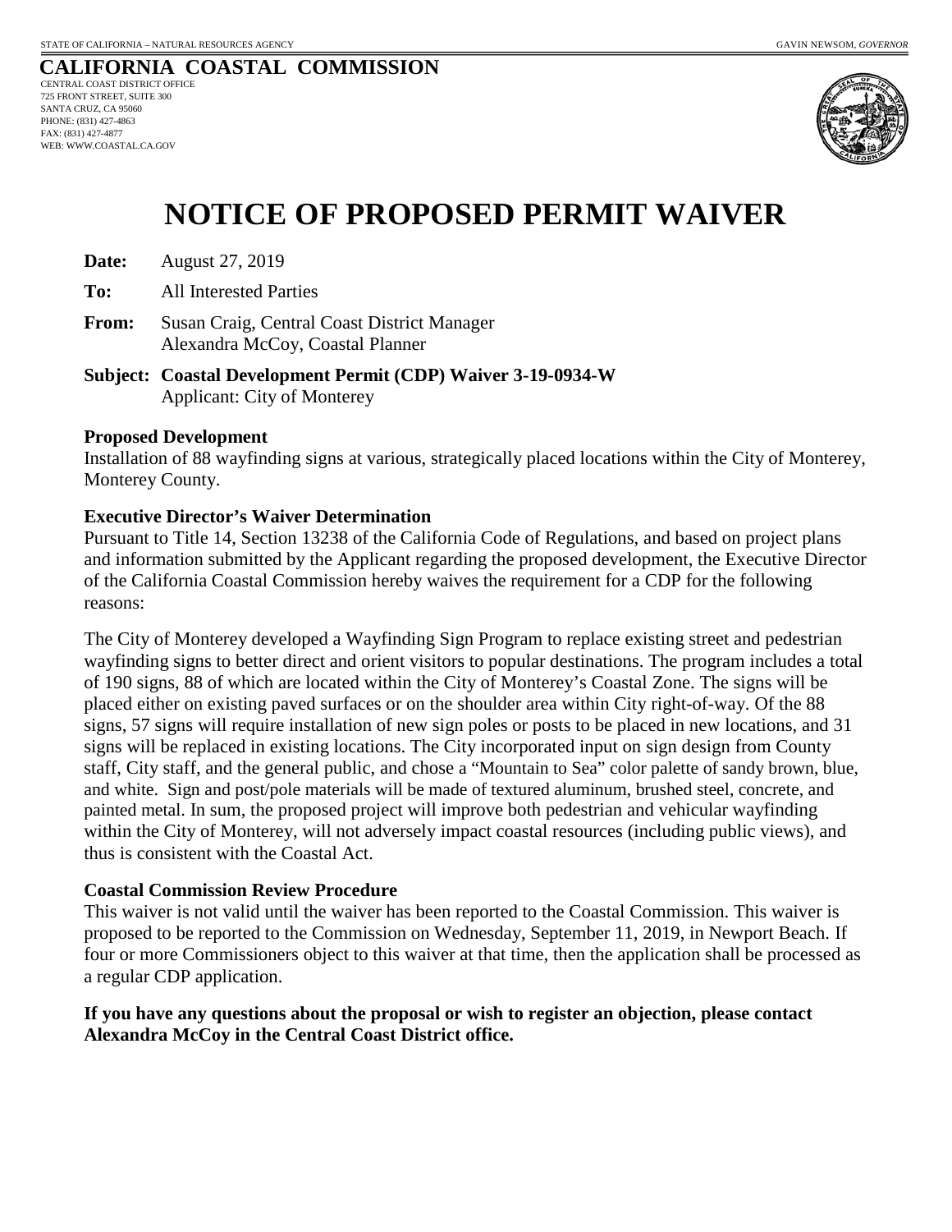STATE OF CALIFORNIA – NATURAL RESOURCES AGENCY GAVIN NEWSOM, *GOVERNOR*

**CALIFORNIA COASTAL COMMISSION**
CENTRAL COAST DISTRICT OFFICE
725 FRONT STREET, SUITE 300
SANTA CRUZ, CA 95060
PHONE: (831) 427-4863
FAX: (831) 427-4877
WEB: WWW.COASTAL.CA.GOV

# NOTICE OF PROPOSED PERMIT WAIVER

**Date:** August 27, 2019

**To:** All Interested Parties

**From:** Susan Craig, Central Coast District Manager
Alexandra McCoy, Coastal Planner

**Subject: Coastal Development Permit (CDP) Waiver 3-19-0934-W**
Applicant: City of Monterey

**Proposed Development**
Installation of 88 wayfinding signs at various, strategically placed locations within the City of Monterey, Monterey County.

**Executive Director's Waiver Determination**
Pursuant to Title 14, Section 13238 of the California Code of Regulations, and based on project plans and information submitted by the Applicant regarding the proposed development, the Executive Director of the California Coastal Commission hereby waives the requirement for a CDP for the following reasons:

The City of Monterey developed a Wayfinding Sign Program to replace existing street and pedestrian wayfinding signs to better direct and orient visitors to popular destinations. The program includes a total of 190 signs, 88 of which are located within the City of Monterey's Coastal Zone. The signs will be placed either on existing paved surfaces or on the shoulder area within City right-of-way. Of the 88 signs, 57 signs will require installation of new sign poles or posts to be placed in new locations, and 31 signs will be replaced in existing locations. The City incorporated input on sign design from County staff, City staff, and the general public, and chose a "Mountain to Sea" color palette of sandy brown, blue, and white. Sign and post/pole materials will be made of textured aluminum, brushed steel, concrete, and painted metal. In sum, the proposed project will improve both pedestrian and vehicular wayfinding within the City of Monterey, will not adversely impact coastal resources (including public views), and thus is consistent with the Coastal Act.

**Coastal Commission Review Procedure**
This waiver is not valid until the waiver has been reported to the Coastal Commission. This waiver is proposed to be reported to the Commission on Wednesday, September 11, 2019, in Newport Beach. If four or more Commissioners object to this waiver at that time, then the application shall be processed as a regular CDP application.

**If you have any questions about the proposal or wish to register an objection, please contact Alexandra McCoy in the Central Coast District office.**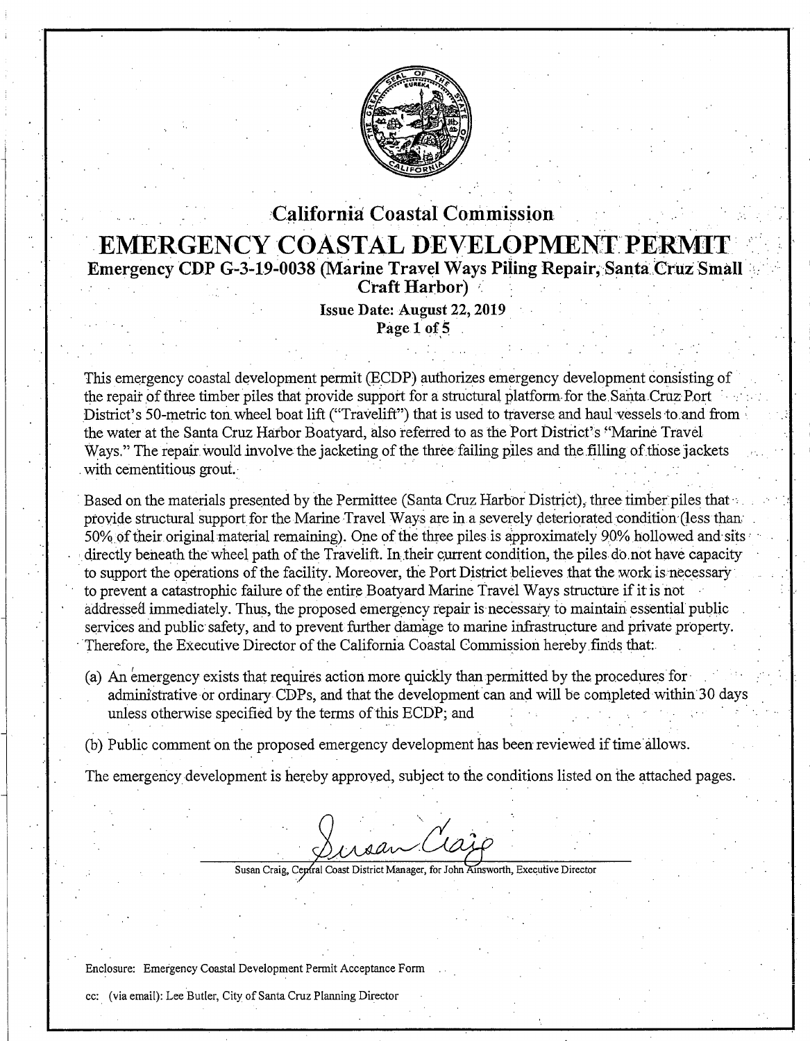# California Coastal Commission

# EMERGENCY COASTAL DEVELOPMENT PERMIT

**Emergency CDP G-3-19-0038 (Marine Travel Ways Piling Repair, Santa Cruz Small Craft Harbor)**

**Issue Date: August 22, 2019**

This emergency coastal development permit (ECDP) authorizes emergency development consisting of the repair of three timber piles that provide support for a structural platform for the Santa Cruz Port District's 50-metric ton wheel boat lift ("Travelift") that is used to traverse and haul vessels to and from the water at the Santa Cruz Harbor Boatyard, also referred to as the Port District's "Marine Travel Ways." The repair would involve the jacketing of the three failing piles and the filling of those jackets with cementitious grout.

Based on the materials presented by the Permittee (Santa Cruz Harbor District), three timber piles that provide structural support for the Marine Travel Ways are in a severely deteriorated condition (less than 50% of their original material remaining). One of the three piles is approximately 90% hollowed and sits directly beneath the wheel path of the Travelift. In their current condition, the piles do not have capacity to support the operations of the facility. Moreover, the Port District believes that the work is necessary to prevent a catastrophic failure of the entire Boatyard Marine Travel Ways structure if it is not addressed immediately. Thus, the proposed emergency repair is necessary to maintain essential public services and public safety, and to prevent further damage to marine infrastructure and private property. Therefore, the Executive Director of the California Coastal Commission hereby finds that:

(a) An emergency exists that requires action more quickly than permitted by the procedures for administrative or ordinary CDPs, and that the development can and will be completed within 30 days unless otherwise specified by the terms of this ECDP; and

(b) Public comment on the proposed emergency development has been reviewed if time allows.

The emergency development is hereby approved, subject to the conditions listed on the attached pages.

Susan Craig, Central Coast District Manager, for John Ainsworth, Executive Director

Enclosure: Emergency Coastal Development Permit Acceptance Form

cc: (via email): Lee Butler, City of Santa Cruz Planning Director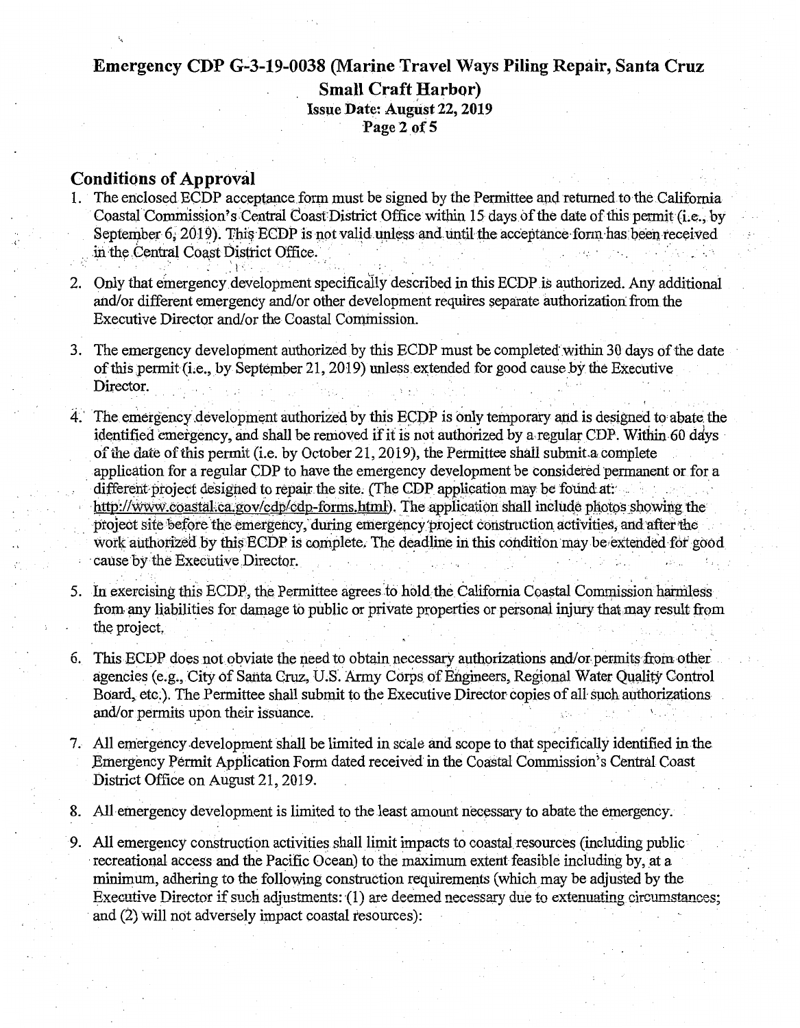## Conditions of Approval

1. The enclosed ECDP acceptance form must be signed by the Permittee and returned to the California Coastal Commission's Central Coast District Office within 15 days of the date of this permit (i.e., by September 6, 2019). This ECDP is not valid unless and until the acceptance form has been received in the Central Coast District Office.

2. Only that emergency development specifically described in this ECDP is authorized. Any additional and/or different emergency and/or other development requires separate authorization from the Executive Director and/or the Coastal Commission.

3. The emergency development authorized by this ECDP must be completed within 30 days of the date of this permit (i.e., by September 21, 2019) unless extended for good cause by the Executive Director.

4. The emergency development authorized by this ECDP is only temporary and is designed to abate the identified emergency, and shall be removed if it is not authorized by a regular CDP. Within 60 days of the date of this permit (i.e. by October 21, 2019), the Permittee shall submit a complete application for a regular CDP to have the emergency development be considered permanent or for a different project designed to repair the site. (The CDP application may be found at: http://www.coastal.ca.gov/cdp/cdp-forms.html). The application shall include photos showing the project site before the emergency, during emergency project construction activities, and after the work authorized by this ECDP is complete. The deadline in this condition may be extended for good cause by the Executive Director.

5. In exercising this ECDP, the Permittee agrees to hold the California Coastal Commission harmless from any liabilities for damage to public or private properties or personal injury that may result from the project.

6. This ECDP does not obviate the need to obtain necessary authorizations and/or permits from other agencies (e.g., City of Santa Cruz, U.S. Army Corps of Engineers, Regional Water Quality Control Board, etc.). The Permittee shall submit to the Executive Director copies of all such authorizations and/or permits upon their issuance.

7. All emergency development shall be limited in scale and scope to that specifically identified in the Emergency Permit Application Form dated received in the Coastal Commission's Central Coast District Office on August 21, 2019.

8. All emergency development is limited to the least amount necessary to abate the emergency.

9. All emergency construction activities shall limit impacts to coastal resources (including public recreational access and the Pacific Ocean) to the maximum extent feasible including by, at a minimum, adhering to the following construction requirements (which may be adjusted by the Executive Director if such adjustments: (1) are deemed necessary due to extenuating circumstances; and (2) will not adversely impact coastal resources):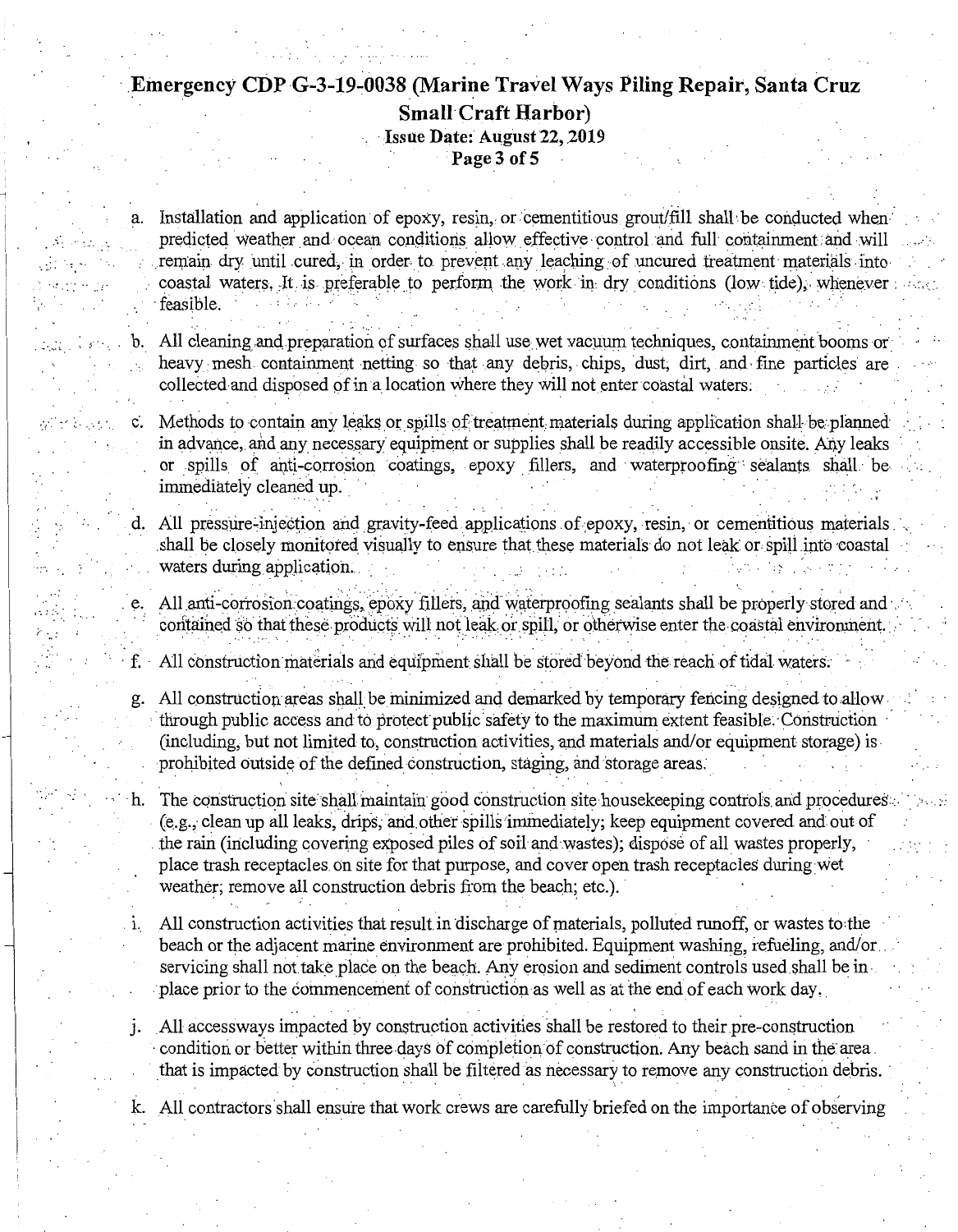a. Installation and application of epoxy, resin, or cementitious grout/fill shall be conducted when predicted weather and ocean conditions allow effective control and full containment and will remain dry until cured, in order to prevent any leaching of uncured treatment materials into coastal waters. It is preferable to perform the work in dry conditions (low tide), whenever feasible.

b. All cleaning and preparation of surfaces shall use wet vacuum techniques, containment booms or heavy mesh containment netting so that any debris, chips, dust, dirt, and fine particles are collected and disposed of in a location where they will not enter coastal waters.

c. Methods to contain any leaks or spills of treatment materials during application shall be planned in advance, and any necessary equipment or supplies shall be readily accessible onsite. Any leaks or spills of anti-corrosion coatings, epoxy fillers, and waterproofing sealants shall be immediately cleaned up.

d. All pressure-injection and gravity-feed applications of epoxy, resin, or cementitious materials shall be closely monitored visually to ensure that these materials do not leak or spill into coastal waters during application.

e. All anti-corrosion coatings, epoxy fillers, and waterproofing sealants shall be properly stored and contained so that these products will not leak or spill, or otherwise enter the coastal environment.

f. All construction materials and equipment shall be stored beyond the reach of tidal waters.

g. All construction areas shall be minimized and demarked by temporary fencing designed to allow through public access and to protect public safety to the maximum extent feasible. Construction (including, but not limited to, construction activities, and materials and/or equipment storage) is prohibited outside of the defined construction, staging, and storage areas.

h. The construction site shall maintain good construction site housekeeping controls and procedures (e.g., clean up all leaks, drips, and other spills immediately; keep equipment covered and out of the rain (including covering exposed piles of soil and wastes); dispose of all wastes properly, place trash receptacles on site for that purpose, and cover open trash receptacles during wet weather; remove all construction debris from the beach; etc.).

i. All construction activities that result in discharge of materials, polluted runoff, or wastes to the beach or the adjacent marine environment are prohibited. Equipment washing, refueling, and/or servicing shall not take place on the beach. Any erosion and sediment controls used shall be in place prior to the commencement of construction as well as at the end of each work day.

j. All accessways impacted by construction activities shall be restored to their pre-construction condition or better within three days of completion of construction. Any beach sand in the area that is impacted by construction shall be filtered as necessary to remove any construction debris.

k. All contractors shall ensure that work crews are carefully briefed on the importance of observing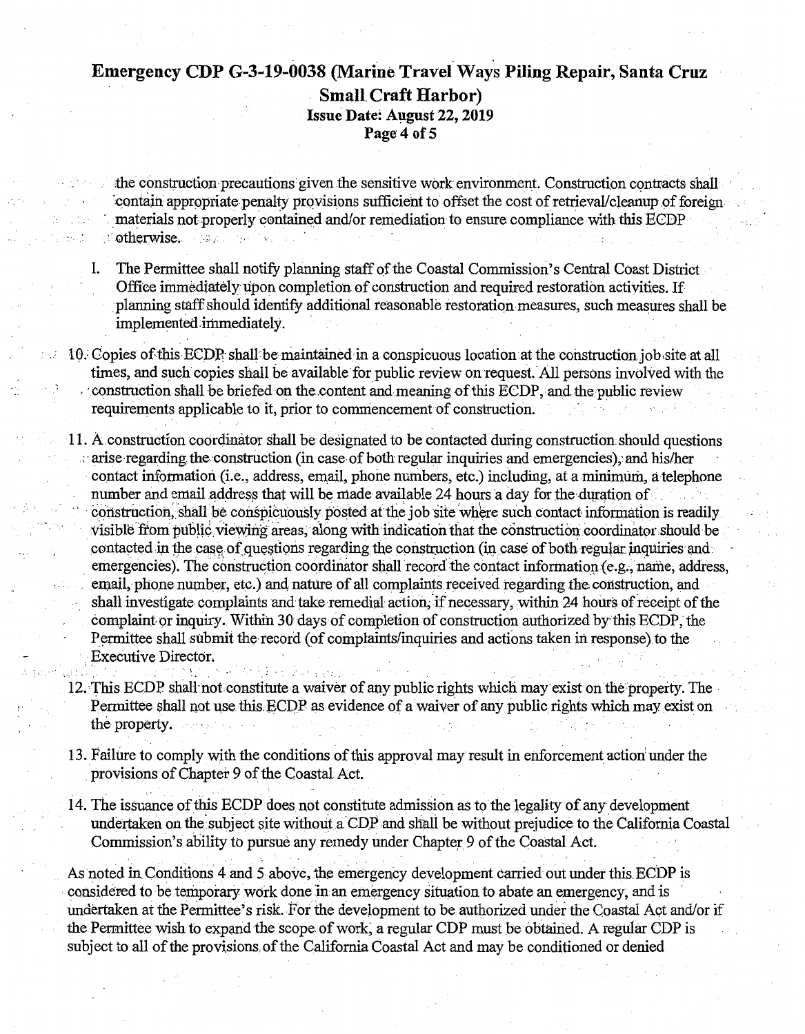the construction precautions given the sensitive work environment. Construction contracts shall contain appropriate penalty provisions sufficient to offset the cost of retrieval/cleanup of foreign materials not properly contained and/or remediation to ensure compliance with this ECDP otherwise.

l. The Permittee shall notify planning staff of the Coastal Commission's Central Coast District Office immediately upon completion of construction and required restoration activities. If planning staff should identify additional reasonable restoration measures, such measures shall be implemented immediately.

10. Copies of this ECDP shall be maintained in a conspicuous location at the construction job site at all times, and such copies shall be available for public review on request. All persons involved with the construction shall be briefed on the content and meaning of this ECDP, and the public review requirements applicable to it, prior to commencement of construction.

11. A construction coordinator shall be designated to be contacted during construction should questions arise regarding the construction (in case of both regular inquiries and emergencies), and his/her contact information (i.e., address, email, phone numbers, etc.) including, at a minimum, a telephone number and email address that will be made available 24 hours a day for the duration of construction, shall be conspicuously posted at the job site where such contact information is readily visible from public viewing areas, along with indication that the construction coordinator should be contacted in the case of questions regarding the construction (in case of both regular inquiries and emergencies). The construction coordinator shall record the contact information (e.g., name, address, email, phone number, etc.) and nature of all complaints received regarding the construction, and shall investigate complaints and take remedial action, if necessary, within 24 hours of receipt of the complaint or inquiry. Within 30 days of completion of construction authorized by this ECDP, the Permittee shall submit the record (of complaints/inquiries and actions taken in response) to the Executive Director.

12. This ECDP shall not constitute a waiver of any public rights which may exist on the property. The Permittee shall not use this ECDP as evidence of a waiver of any public rights which may exist on the property.

13. Failure to comply with the conditions of this approval may result in enforcement action under the provisions of Chapter 9 of the Coastal Act.

14. The issuance of this ECDP does not constitute admission as to the legality of any development undertaken on the subject site without a CDP and shall be without prejudice to the California Coastal Commission's ability to pursue any remedy under Chapter 9 of the Coastal Act.

As noted in Conditions 4 and 5 above, the emergency development carried out under this ECDP is considered to be temporary work done in an emergency situation to abate an emergency, and is undertaken at the Permittee's risk. For the development to be authorized under the Coastal Act and/or if the Permittee wish to expand the scope of work, a regular CDP must be obtained. A regular CDP is subject to all of the provisions of the California Coastal Act and may be conditioned or denied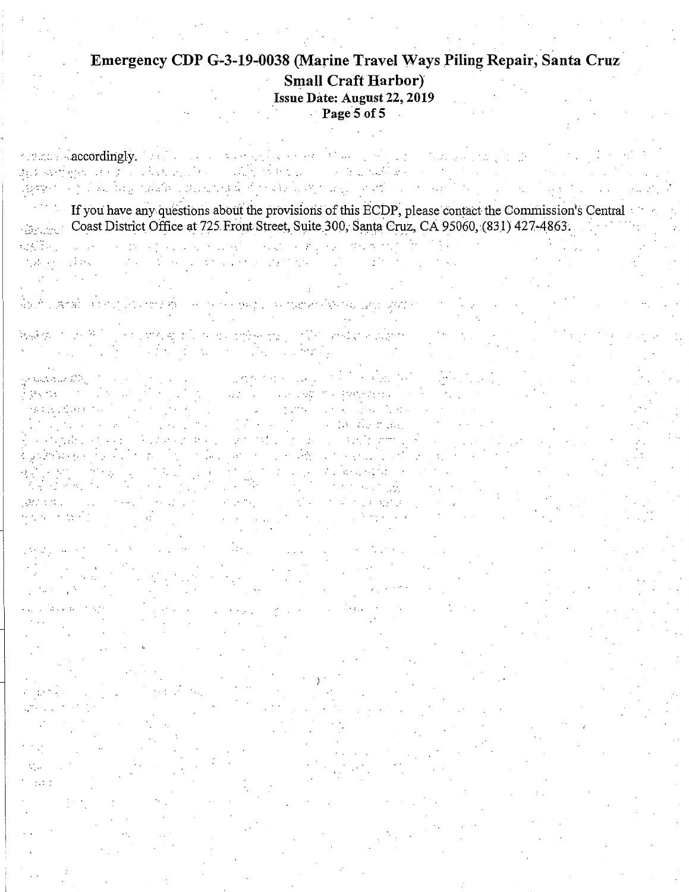accordingly.

If you have any questions about the provisions of this ECDP, please contact the Commission's Central Coast District Office at 725 Front Street, Suite 300, Santa Cruz, CA 95060, (831) 427-4863.